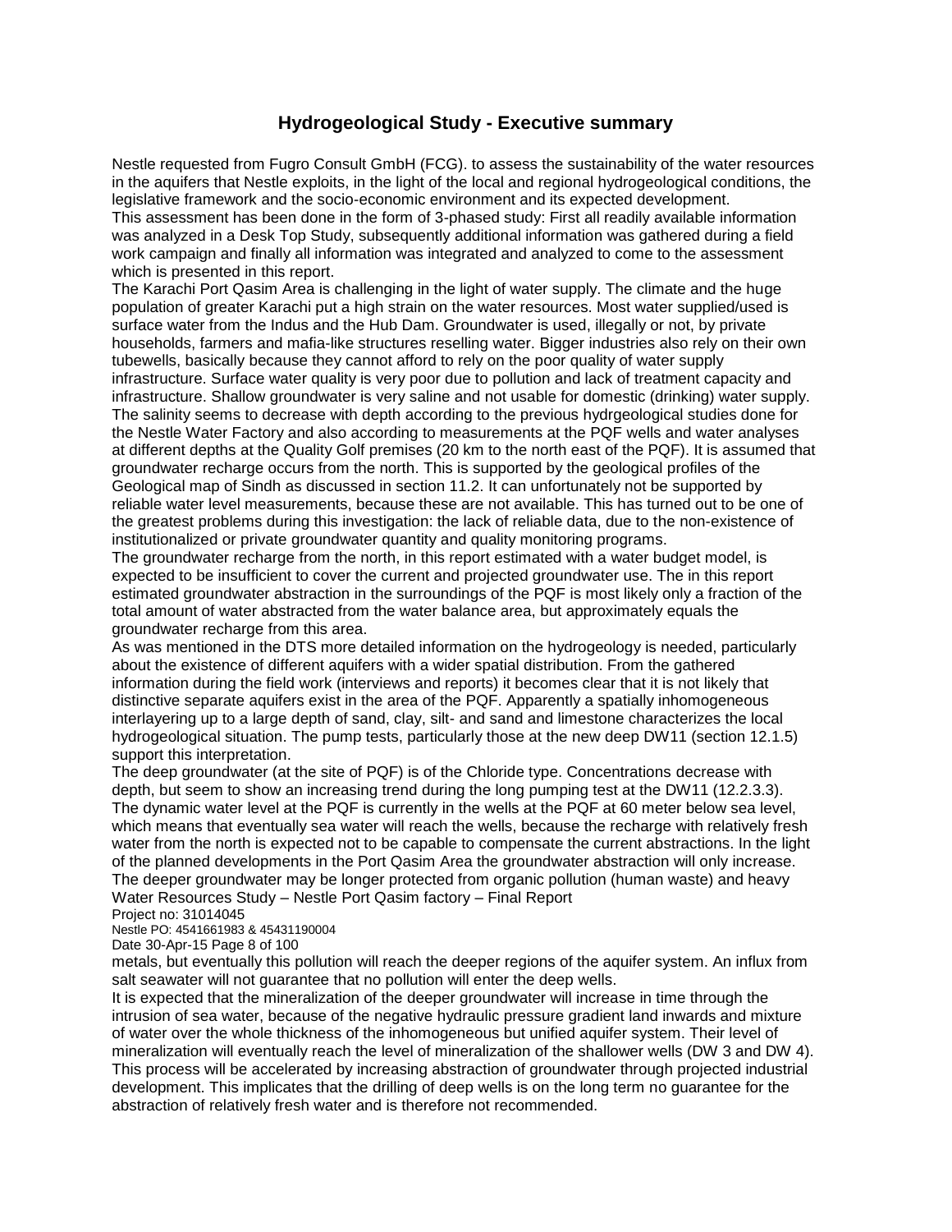# Hydrogeological Study - Executive summary

Nestle requested from Fugro Consult GmbH (FCG). to assess the sustainability of the water resources in the aquifers that Nestle exploits, in the light of the local and regional hydrogeological conditions, the legislative framework and the socio-economic environment and its expected development.

This assessment has been done in the form of 3-phased study: First all readily available information was analyzed in a Desk Top Study, subsequently additional information was gathered during a field work campaign and finally all information was integrated and analyzed to come to the assessment which is presented in this report.

The Karachi Port Qasim Area is challenging in the light of water supply. The climate and the huge population of greater Karachi put a high strain on the water resources. Most water supplied/used is surface water from the Indus and the Hub Dam. Groundwater is used, illegally or not, by private households, farmers and mafia-like structures reselling water. Bigger industries also rely on their own tubewells, basically because they cannot afford to rely on the poor quality of water supply infrastructure. Surface water quality is very poor due to pollution and lack of treatment capacity and infrastructure. Shallow groundwater is very saline and not usable for domestic (drinking) water supply. The salinity seems to decrease with depth according to the previous hydrgeological studies done for the Nestle Water Factory and also according to measurements at the PQF wells and water analyses at different depths at the Quality Golf premises (20 km to the north east of the PQF). It is assumed that groundwater recharge occurs from the north. This is supported by the geological profiles of the Geological map of Sindh as discussed in section 11.2. It can unfortunately not be supported by reliable water level measurements, because these are not available. This has turned out to be one of the greatest problems during this investigation: the lack of reliable data, due to the non-existence of institutionalized or private groundwater quantity and quality monitoring programs.

The groundwater recharge from the north, in this report estimated with a water budget model, is expected to be insufficient to cover the current and projected groundwater use. The in this report estimated groundwater abstraction in the surroundings of the PQF is most likely only a fraction of the total amount of water abstracted from the water balance area, but approximately equals the groundwater recharge from this area.

As was mentioned in the DTS more detailed information on the hydrogeology is needed, particularly about the existence of different aquifers with a wider spatial distribution. From the gathered information during the field work (interviews and reports) it becomes clear that it is not likely that distinctive separate aquifers exist in the area of the PQF. Apparently a spatially inhomogeneous interlayering up to a large depth of sand, clay, silt- and sand and limestone characterizes the local hydrogeological situation. The pump tests, particularly those at the new deep DW11 (section 12.1.5) support this interpretation.

The deep groundwater (at the site of PQF) is of the Chloride type. Concentrations decrease with depth, but seem to show an increasing trend during the long pumping test at the DW11 (12.2.3.3). The dynamic water level at the PQF is currently in the wells at the PQF at 60 meter below sea level, which means that eventually sea water will reach the wells, because the recharge with relatively fresh water from the north is expected not to be capable to compensate the current abstractions. In the light of the planned developments in the Port Qasim Area the groundwater abstraction will only increase. The deeper groundwater may be longer protected from organic pollution (human waste) and heavy metals, but eventually this pollution will reach the deeper regions of the aquifer system. An influx from salt seawater will not guarantee that no pollution will enter the deep wells.

It is expected that the mineralization of the deeper groundwater will increase in time through the intrusion of sea water, because of the negative hydraulic pressure gradient land inwards and mixture of water over the whole thickness of the inhomogeneous but unified aquifer system. Their level of mineralization will eventually reach the level of mineralization of the shallower wells (DW 3 and DW 4). This process will be accelerated by increasing abstraction of groundwater through projected industrial development. This implicates that the drilling of deep wells is on the long term no guarantee for the abstraction of relatively fresh water and is therefore not recommended.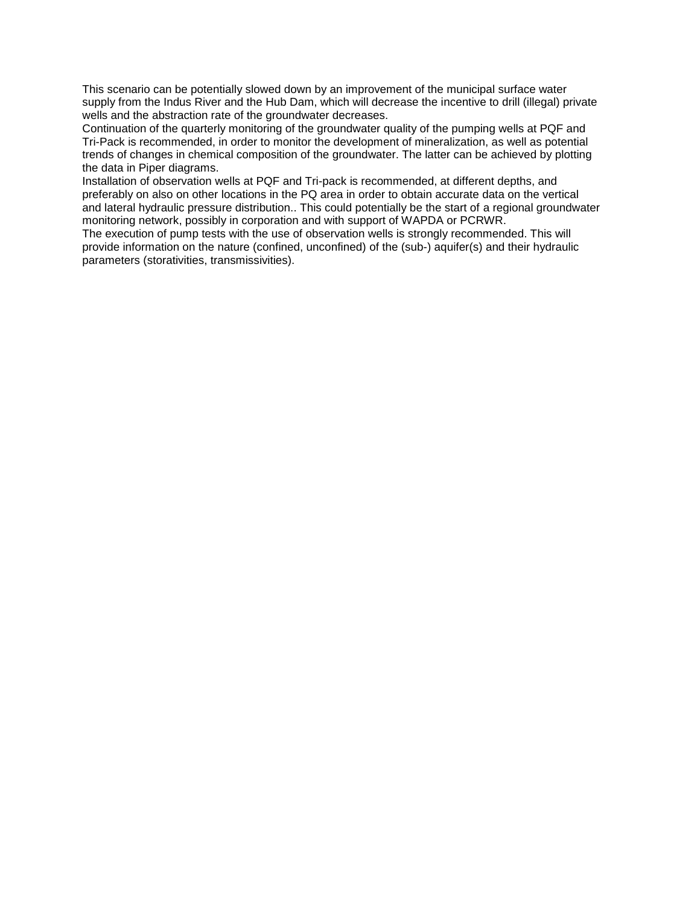This scenario can be potentially slowed down by an improvement of the municipal surface water supply from the Indus River and the Hub Dam, which will decrease the incentive to drill (illegal) private wells and the abstraction rate of the groundwater decreases.

Continuation of the quarterly monitoring of the groundwater quality of the pumping wells at PQF and Tri-Pack is recommended, in order to monitor the development of mineralization, as well as potential trends of changes in chemical composition of the groundwater. The latter can be achieved by plotting the data in Piper diagrams.

Installation of observation wells at PQF and Tri-pack is recommended, at different depths, and preferably on also on other locations in the PQ area in order to obtain accurate data on the vertical and lateral hydraulic pressure distribution.. This could potentially be the start of a regional groundwater monitoring network, possibly in corporation and with support of WAPDA or PCRWR.

The execution of pump tests with the use of observation wells is strongly recommended. This will provide information on the nature (confined, unconfined) of the (sub-) aquifer(s) and their hydraulic parameters (storativities, transmissivities).